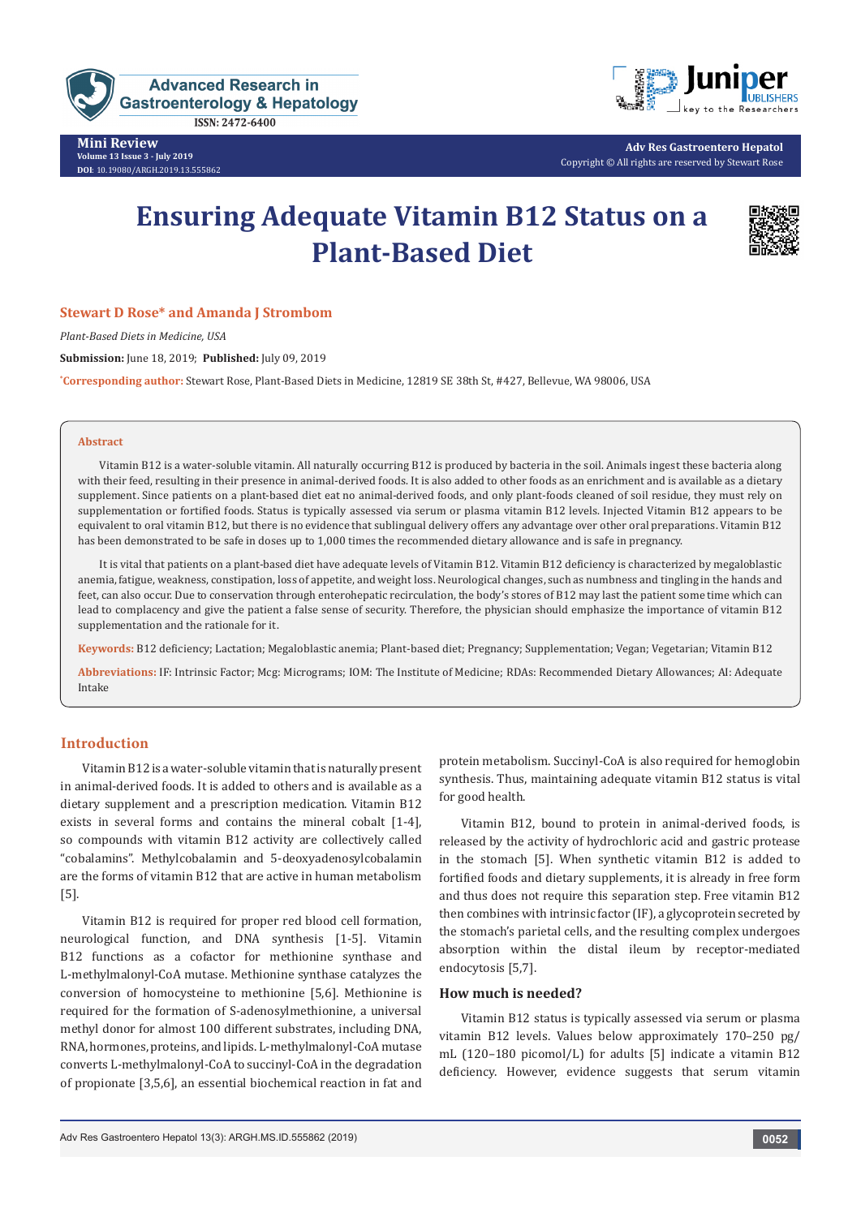Mini Review
Volume 13 Issue 3 - July 2019
DOI: 10.19080/ARGH.2019.13.555862

Adv Res Gastroentero Hepatol
Copyright © All rights are reserved by Stewart Rose

# Ensuring Adequate Vitamin B12 Status on a Plant-Based Diet

**Stewart D Rose\* and Amanda J Strombom**

*Plant-Based Diets in Medicine, USA*

**Submission:** June 18, 2019; **Published:** July 09, 2019

\*Corresponding author: Stewart Rose, Plant-Based Diets in Medicine, 12819 SE 38th St, #427, Bellevue, WA 98006, USA

## Abstract

Vitamin B12 is a water-soluble vitamin. All naturally occurring B12 is produced by bacteria in the soil. Animals ingest these bacteria along with their feed, resulting in their presence in animal-derived foods. It is also added to other foods as an enrichment and is available as a dietary supplement. Since patients on a plant-based diet eat no animal-derived foods, and only plant-foods cleaned of soil residue, they must rely on supplementation or fortified foods. Status is typically assessed via serum or plasma vitamin B12 levels. Injected Vitamin B12 appears to be equivalent to oral vitamin B12, but there is no evidence that sublingual delivery offers any advantage over other oral preparations. Vitamin B12 has been demonstrated to be safe in doses up to 1,000 times the recommended dietary allowance and is safe in pregnancy.

It is vital that patients on a plant-based diet have adequate levels of Vitamin B12. Vitamin B12 deficiency is characterized by megaloblastic anemia, fatigue, weakness, constipation, loss of appetite, and weight loss. Neurological changes, such as numbness and tingling in the hands and feet, can also occur. Due to conservation through enterohepatic recirculation, the body's stores of B12 may last the patient some time which can lead to complacency and give the patient a false sense of security. Therefore, the physician should emphasize the importance of vitamin B12 supplementation and the rationale for it.

**Keywords:** B12 deficiency; Lactation; Megaloblastic anemia; Plant-based diet; Pregnancy; Supplementation; Vegan; Vegetarian; Vitamin B12

**Abbreviations:** IF: Intrinsic Factor; Mcg: Micrograms; IOM: The Institute of Medicine; RDAs: Recommended Dietary Allowances; AI: Adequate Intake

## Introduction

Vitamin B12 is a water-soluble vitamin that is naturally present in animal-derived foods. It is added to others and is available as a dietary supplement and a prescription medication. Vitamin B12 exists in several forms and contains the mineral cobalt [1-4], so compounds with vitamin B12 activity are collectively called "cobalamins". Methylcobalamin and 5-deoxyadenosylcobalamin are the forms of vitamin B12 that are active in human metabolism [5].

Vitamin B12 is required for proper red blood cell formation, neurological function, and DNA synthesis [1-5]. Vitamin B12 functions as a cofactor for methionine synthase and L-methylmalonyl-CoA mutase. Methionine synthase catalyzes the conversion of homocysteine to methionine [5,6]. Methionine is required for the formation of S-adenosylmethionine, a universal methyl donor for almost 100 different substrates, including DNA, RNA, hormones, proteins, and lipids. L-methylmalonyl-CoA mutase converts L-methylmalonyl-CoA to succinyl-CoA in the degradation of propionate [3,5,6], an essential biochemical reaction in fat and protein metabolism. Succinyl-CoA is also required for hemoglobin synthesis. Thus, maintaining adequate vitamin B12 status is vital for good health.

Vitamin B12, bound to protein in animal-derived foods, is released by the activity of hydrochloric acid and gastric protease in the stomach [5]. When synthetic vitamin B12 is added to fortified foods and dietary supplements, it is already in free form and thus does not require this separation step. Free vitamin B12 then combines with intrinsic factor (IF), a glycoprotein secreted by the stomach's parietal cells, and the resulting complex undergoes absorption within the distal ileum by receptor-mediated endocytosis [5,7].

### How much is needed?

Vitamin B12 status is typically assessed via serum or plasma vitamin B12 levels. Values below approximately 170–250 pg/mL (120–180 picomol/L) for adults [5] indicate a vitamin B12 deficiency. However, evidence suggests that serum vitamin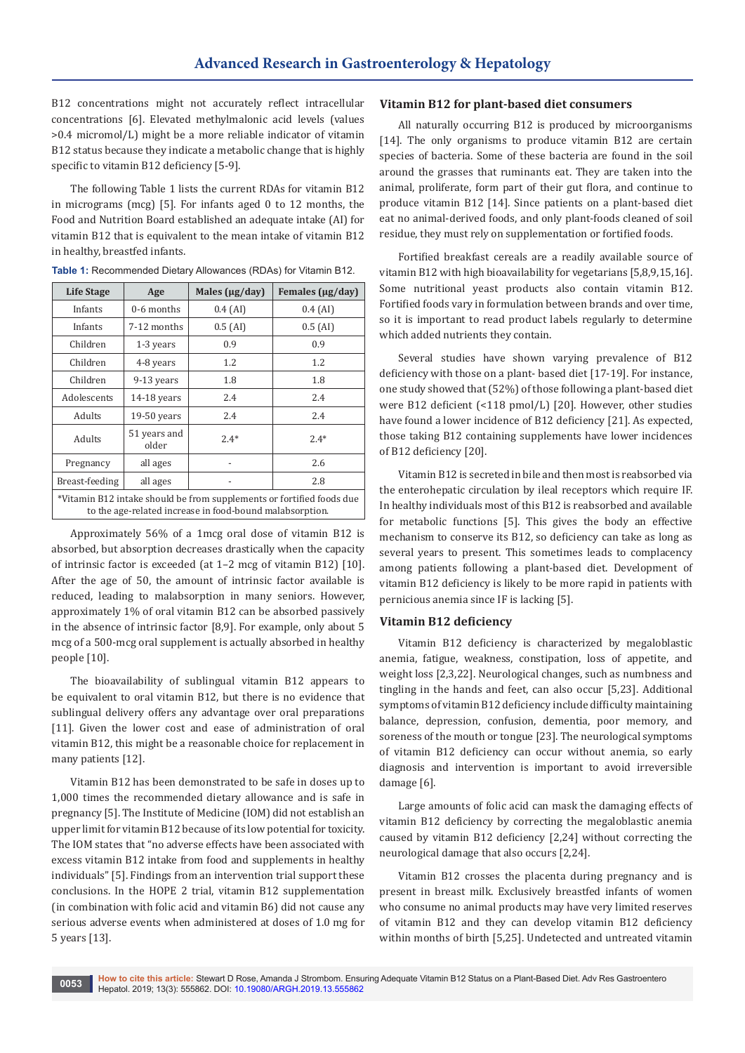B12 concentrations might not accurately reflect intracellular concentrations [6]. Elevated methylmalonic acid levels (values >0.4 micromol/L) might be a more reliable indicator of vitamin B12 status because they indicate a metabolic change that is highly specific to vitamin B12 deficiency [5-9].

The following Table 1 lists the current RDAs for vitamin B12 in micrograms (mcg) [5]. For infants aged 0 to 12 months, the Food and Nutrition Board established an adequate intake (AI) for vitamin B12 that is equivalent to the mean intake of vitamin B12 in healthy, breastfed infants.

**Table 1:** Recommended Dietary Allowances (RDAs) for Vitamin B12.

| Life Stage | Age | Males (µg/day) | Females (µg/day) |
|---|---|---|---|
| Infants | 0-6 months | 0.4 (AI) | 0.4 (AI) |
| Infants | 7-12 months | 0.5 (AI) | 0.5 (AI) |
| Children | 1-3 years | 0.9 | 0.9 |
| Children | 4-8 years | 1.2 | 1.2 |
| Children | 9-13 years | 1.8 | 1.8 |
| Adolescents | 14-18 years | 2.4 | 2.4 |
| Adults | 19-50 years | 2.4 | 2.4 |
| Adults | 51 years and older | 2.4* | 2.4* |
| Pregnancy | all ages | - | 2.6 |
| Breast-feeding | all ages | - | 2.8 |

*Vitamin B12 intake should be from supplements or fortified foods due to the age-related increase in food-bound malabsorption.

Approximately 56% of a 1mcg oral dose of vitamin B12 is absorbed, but absorption decreases drastically when the capacity of intrinsic factor is exceeded (at 1–2 mcg of vitamin B12) [10]. After the age of 50, the amount of intrinsic factor available is reduced, leading to malabsorption in many seniors. However, approximately 1% of oral vitamin B12 can be absorbed passively in the absence of intrinsic factor [8,9]. For example, only about 5 mcg of a 500-mcg oral supplement is actually absorbed in healthy people [10].

The bioavailability of sublingual vitamin B12 appears to be equivalent to oral vitamin B12, but there is no evidence that sublingual delivery offers any advantage over oral preparations [11]. Given the lower cost and ease of administration of oral vitamin B12, this might be a reasonable choice for replacement in many patients [12].

Vitamin B12 has been demonstrated to be safe in doses up to 1,000 times the recommended dietary allowance and is safe in pregnancy [5]. The Institute of Medicine (IOM) did not establish an upper limit for vitamin B12 because of its low potential for toxicity. The IOM states that "no adverse effects have been associated with excess vitamin B12 intake from food and supplements in healthy individuals" [5]. Findings from an intervention trial support these conclusions. In the HOPE 2 trial, vitamin B12 supplementation (in combination with folic acid and vitamin B6) did not cause any serious adverse events when administered at doses of 1.0 mg for 5 years [13].

## Vitamin B12 for plant-based diet consumers

All naturally occurring B12 is produced by microorganisms [14]. The only organisms to produce vitamin B12 are certain species of bacteria. Some of these bacteria are found in the soil around the grasses that ruminants eat. They are taken into the animal, proliferate, form part of their gut flora, and continue to produce vitamin B12 [14]. Since patients on a plant-based diet eat no animal-derived foods, and only plant-foods cleaned of soil residue, they must rely on supplementation or fortified foods.

Fortified breakfast cereals are a readily available source of vitamin B12 with high bioavailability for vegetarians [5,8,9,15,16]. Some nutritional yeast products also contain vitamin B12. Fortified foods vary in formulation between brands and over time, so it is important to read product labels regularly to determine which added nutrients they contain.

Several studies have shown varying prevalence of B12 deficiency with those on a plant- based diet [17-19]. For instance, one study showed that (52%) of those following a plant-based diet were B12 deficient (<118 pmol/L) [20]. However, other studies have found a lower incidence of B12 deficiency [21]. As expected, those taking B12 containing supplements have lower incidences of B12 deficiency [20].

Vitamin B12 is secreted in bile and then most is reabsorbed via the enterohepatic circulation by ileal receptors which require IF. In healthy individuals most of this B12 is reabsorbed and available for metabolic functions [5]. This gives the body an effective mechanism to conserve its B12, so deficiency can take as long as several years to present. This sometimes leads to complacency among patients following a plant-based diet. Development of vitamin B12 deficiency is likely to be more rapid in patients with pernicious anemia since IF is lacking [5].

## Vitamin B12 deficiency

Vitamin B12 deficiency is characterized by megaloblastic anemia, fatigue, weakness, constipation, loss of appetite, and weight loss [2,3,22]. Neurological changes, such as numbness and tingling in the hands and feet, can also occur [5,23]. Additional symptoms of vitamin B12 deficiency include difficulty maintaining balance, depression, confusion, dementia, poor memory, and soreness of the mouth or tongue [23]. The neurological symptoms of vitamin B12 deficiency can occur without anemia, so early diagnosis and intervention is important to avoid irreversible damage [6].

Large amounts of folic acid can mask the damaging effects of vitamin B12 deficiency by correcting the megaloblastic anemia caused by vitamin B12 deficiency [2,24] without correcting the neurological damage that also occurs [2,24].

Vitamin B12 crosses the placenta during pregnancy and is present in breast milk. Exclusively breastfed infants of women who consume no animal products may have very limited reserves of vitamin B12 and they can develop vitamin B12 deficiency within months of birth [5,25]. Undetected and untreated vitamin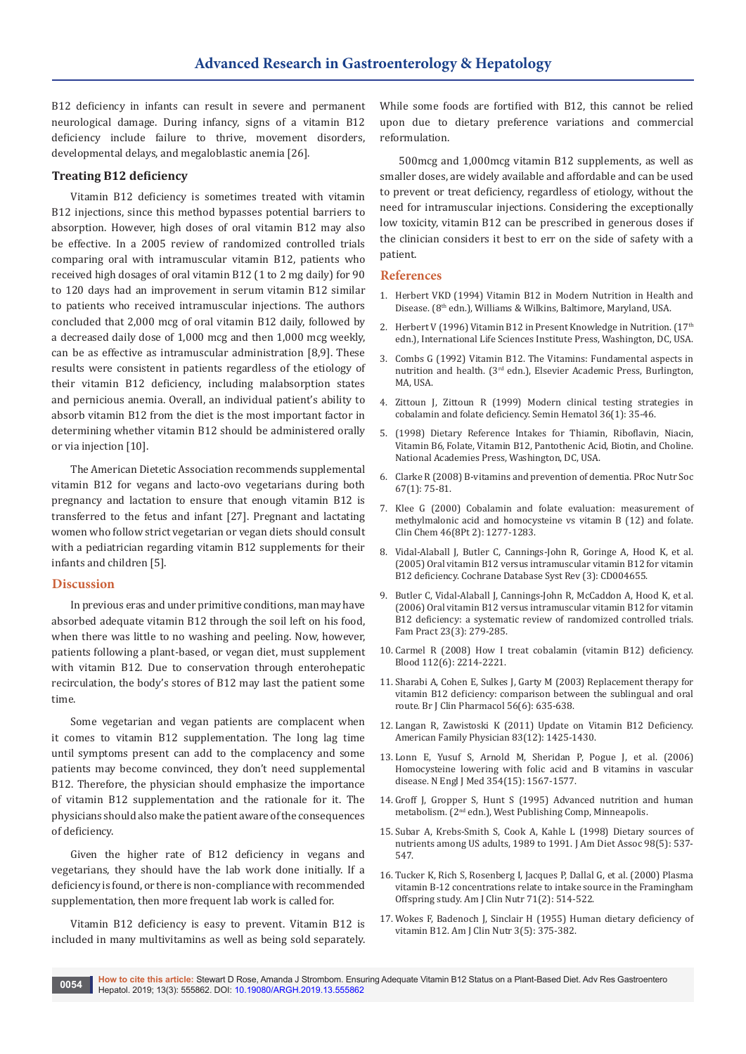B12 deficiency in infants can result in severe and permanent neurological damage. During infancy, signs of a vitamin B12 deficiency include failure to thrive, movement disorders, developmental delays, and megaloblastic anemia [26].

### Treating B12 deficiency

Vitamin B12 deficiency is sometimes treated with vitamin B12 injections, since this method bypasses potential barriers to absorption. However, high doses of oral vitamin B12 may also be effective. In a 2005 review of randomized controlled trials comparing oral with intramuscular vitamin B12, patients who received high dosages of oral vitamin B12 (1 to 2 mg daily) for 90 to 120 days had an improvement in serum vitamin B12 similar to patients who received intramuscular injections. The authors concluded that 2,000 mcg of oral vitamin B12 daily, followed by a decreased daily dose of 1,000 mcg and then 1,000 mcg weekly, can be as effective as intramuscular administration [8,9]. These results were consistent in patients regardless of the etiology of their vitamin B12 deficiency, including malabsorption states and pernicious anemia. Overall, an individual patient's ability to absorb vitamin B12 from the diet is the most important factor in determining whether vitamin B12 should be administered orally or via injection [10].

The American Dietetic Association recommends supplemental vitamin B12 for vegans and lacto-ovo vegetarians during both pregnancy and lactation to ensure that enough vitamin B12 is transferred to the fetus and infant [27]. Pregnant and lactating women who follow strict vegetarian or vegan diets should consult with a pediatrician regarding vitamin B12 supplements for their infants and children [5].

## Discussion

In previous eras and under primitive conditions, man may have absorbed adequate vitamin B12 through the soil left on his food, when there was little to no washing and peeling. Now, however, patients following a plant-based, or vegan diet, must supplement with vitamin B12. Due to conservation through enterohepatic recirculation, the body's stores of B12 may last the patient some time.

Some vegetarian and vegan patients are complacent when it comes to vitamin B12 supplementation. The long lag time until symptoms present can add to the complacency and some patients may become convinced, they don't need supplemental B12. Therefore, the physician should emphasize the importance of vitamin B12 supplementation and the rationale for it. The physicians should also make the patient aware of the consequences of deficiency.

Given the higher rate of B12 deficiency in vegans and vegetarians, they should have the lab work done initially. If a deficiency is found, or there is non-compliance with recommended supplementation, then more frequent lab work is called for.

Vitamin B12 deficiency is easy to prevent. Vitamin B12 is included in many multivitamins as well as being sold separately. While some foods are fortified with B12, this cannot be relied upon due to dietary preference variations and commercial reformulation.

500mcg and 1,000mcg vitamin B12 supplements, as well as smaller doses, are widely available and affordable and can be used to prevent or treat deficiency, regardless of etiology, without the need for intramuscular injections. Considering the exceptionally low toxicity, vitamin B12 can be prescribed in generous doses if the clinician considers it best to err on the side of safety with a patient.

## References

1. Herbert VKD (1994) Vitamin B12 in Modern Nutrition in Health and Disease. (8th edn.), Williams & Wilkins, Baltimore, Maryland, USA.
2. Herbert V (1996) Vitamin B12 in Present Knowledge in Nutrition. (17th edn.), International Life Sciences Institute Press, Washington, DC, USA.
3. Combs G (1992) Vitamin B12. The Vitamins: Fundamental aspects in nutrition and health. (3rd edn.), Elsevier Academic Press, Burlington, MA, USA.
4. Zittoun J, Zittoun R (1999) Modern clinical testing strategies in cobalamin and folate deficiency. Semin Hematol 36(1): 35-46.
5. (1998) Dietary Reference Intakes for Thiamin, Riboflavin, Niacin, Vitamin B6, Folate, Vitamin B12, Pantothenic Acid, Biotin, and Choline. National Academies Press, Washington, DC, USA.
6. Clarke R (2008) B-vitamins and prevention of dementia. PRoc Nutr Soc 67(1): 75-81.
7. Klee G (2000) Cobalamin and folate evaluation: measurement of methylmalonic acid and homocysteine vs vitamin B (12) and folate. Clin Chem 46(8Pt 2): 1277-1283.
8. Vidal-Alaball J, Butler C, Cannings-John R, Goringe A, Hood K, et al. (2005) Oral vitamin B12 versus intramuscular vitamin B12 for vitamin B12 deficiency. Cochrane Database Syst Rev (3): CD004655.
9. Butler C, Vidal-Alaball J, Cannings-John R, McCaddon A, Hood K, et al. (2006) Oral vitamin B12 versus intramuscular vitamin B12 for vitamin B12 deficiency: a systematic review of randomized controlled trials. Fam Pract 23(3): 279-285.
10. Carmel R (2008) How I treat cobalamin (vitamin B12) deficiency. Blood 112(6): 2214-2221.
11. Sharabi A, Cohen E, Sulkes J, Garty M (2003) Replacement therapy for vitamin B12 deficiency: comparison between the sublingual and oral route. Br J Clin Pharmacol 56(6): 635-638.
12. Langan R, Zawistoski K (2011) Update on Vitamin B12 Deficiency. American Family Physician 83(12): 1425-1430.
13. Lonn E, Yusuf S, Arnold M, Sheridan P, Pogue J, et al. (2006) Homocysteine lowering with folic acid and B vitamins in vascular disease. N Engl J Med 354(15): 1567-1577.
14. Groff J, Gropper S, Hunt S (1995) Advanced nutrition and human metabolism. (2nd edn.), West Publishing Comp, Minneapolis.
15. Subar A, Krebs-Smith S, Cook A, Kahle L (1998) Dietary sources of nutrients among US adults, 1989 to 1991. J Am Diet Assoc 98(5): 537-547.
16. Tucker K, Rich S, Rosenberg I, Jacques P, Dallal G, et al. (2000) Plasma vitamin B-12 concentrations relate to intake source in the Framingham Offspring study. Am J Clin Nutr 71(2): 514-522.
17. Wokes F, Badenoch J, Sinclair H (1955) Human dietary deficiency of vitamin B12. Am J Clin Nutr 3(5): 375-382.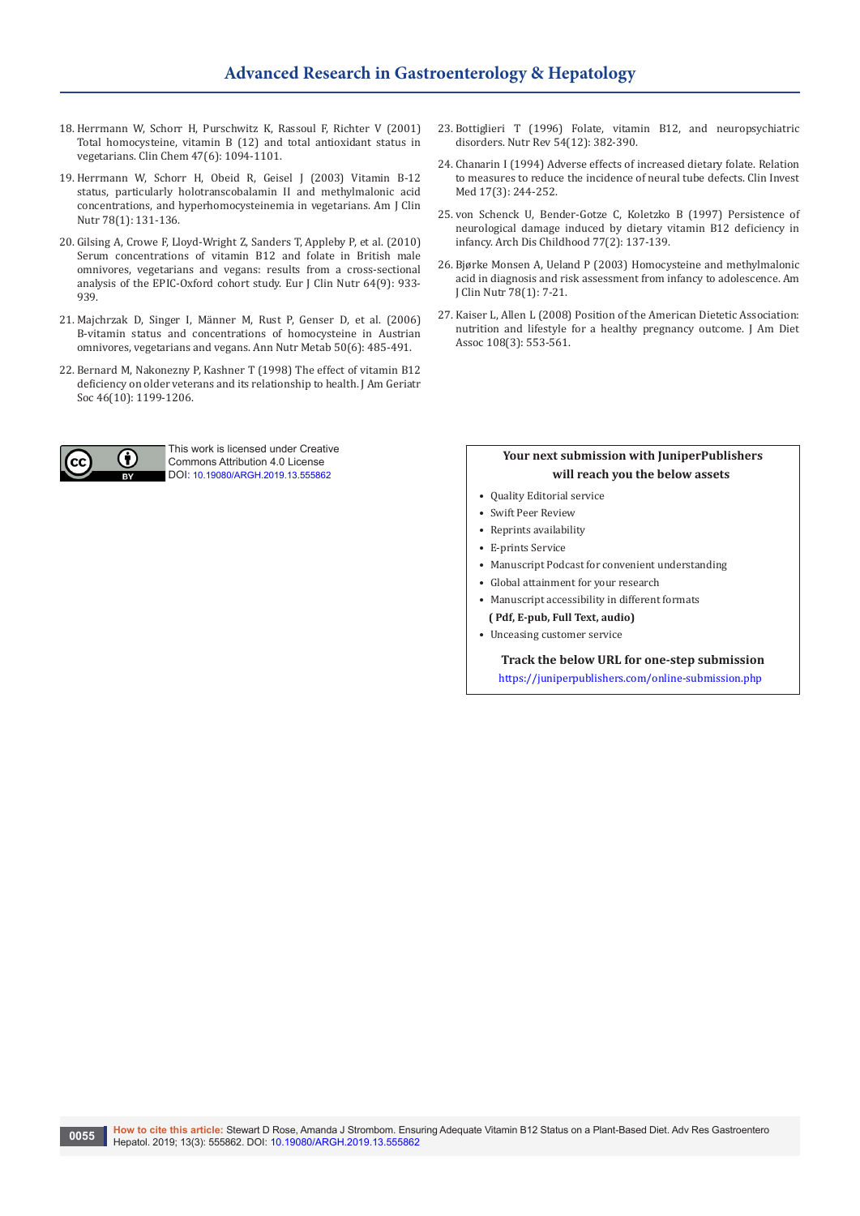18. Herrmann W, Schorr H, Purschwitz K, Rassoul F, Richter V (2001) Total homocysteine, vitamin B (12) and total antioxidant status in vegetarians. Clin Chem 47(6): 1094-1101.
19. Herrmann W, Schorr H, Obeid R, Geisel J (2003) Vitamin B-12 status, particularly holotranscobalamin II and methylmalonic acid concentrations, and hyperhomocysteinemia in vegetarians. Am J Clin Nutr 78(1): 131-136.
20. Gilsing A, Crowe F, Lloyd-Wright Z, Sanders T, Appleby P, et al. (2010) Serum concentrations of vitamin B12 and folate in British male omnivores, vegetarians and vegans: results from a cross-sectional analysis of the EPIC-Oxford cohort study. Eur J Clin Nutr 64(9): 933-939.
21. Majchrzak D, Singer I, Männer M, Rust P, Genser D, et al. (2006) B-vitamin status and concentrations of homocysteine in Austrian omnivores, vegetarians and vegans. Ann Nutr Metab 50(6): 485-491.
22. Bernard M, Nakonezny P, Kashner T (1998) The effect of vitamin B12 deficiency on older veterans and its relationship to health. J Am Geriatr Soc 46(10): 1199-1206.
23. Bottiglieri T (1996) Folate, vitamin B12, and neuropsychiatric disorders. Nutr Rev 54(12): 382-390.
24. Chanarin I (1994) Adverse effects of increased dietary folate. Relation to measures to reduce the incidence of neural tube defects. Clin Invest Med 17(3): 244-252.
25. von Schenck U, Bender-Gotze C, Koletzko B (1997) Persistence of neurological damage induced by dietary vitamin B12 deficiency in infancy. Arch Dis Childhood 77(2): 137-139.
26. Bjørke Monsen A, Ueland P (2003) Homocysteine and methylmalonic acid in diagnosis and risk assessment from infancy to adolescence. Am J Clin Nutr 78(1): 7-21.
27. Kaiser L, Allen L (2008) Position of the American Dietetic Association: nutrition and lifestyle for a healthy pregnancy outcome. J Am Diet Assoc 108(3): 553-561.

This work is licensed under Creative Commons Attribution 4.0 License
DOI: 10.19080/ARGH.2019.13.555862

**Your next submission with JuniperPublishers will reach you the below assets**

- Quality Editorial service
- Swift Peer Review
- Reprints availability
- E-prints Service
- Manuscript Podcast for convenient understanding
- Global attainment for your research
- Manuscript accessibility in different formats

  **( Pdf, E-pub, Full Text, audio)**
- Unceasing customer service

**Track the below URL for one-step submission**
https://juniperpublishers.com/online-submission.php

**How to cite this article:** Stewart D Rose, Amanda J Strombom. Ensuring Adequate Vitamin B12 Status on a Plant-Based Diet. Adv Res Gastroentero Hepatol. 2019; 13(3): 555862. DOI: 10.19080/ARGH.2019.13.555862